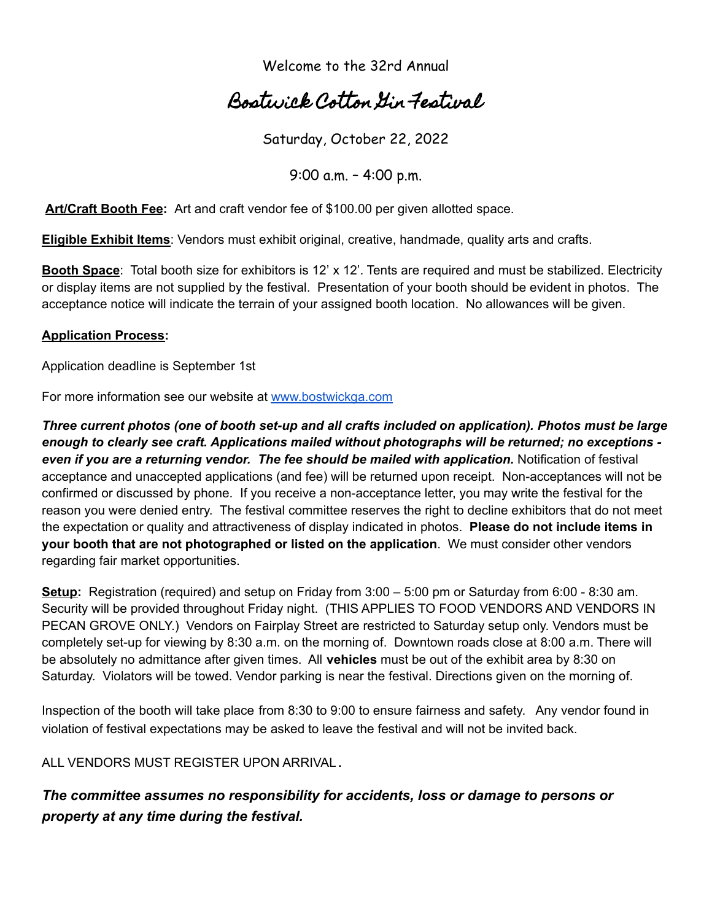Welcome to the 32rd Annual

# Bostwick Cotton Gin Festival

Saturday, October 22, 2022

9:00 a.m. – 4:00 p.m.

**Art/Craft Booth Fee:** Art and craft vendor fee of $100.00 per given allotted space.

**Eligible Exhibit Items**: Vendors must exhibit original, creative, handmade, quality arts and crafts.

**Booth Space**: Total booth size for exhibitors is 12' x 12'. Tents are required and must be stabilized. Electricity or display items are not supplied by the festival. Presentation of your booth should be evident in photos. The acceptance notice will indicate the terrain of your assigned booth location. No allowances will be given.

**Application Process:**

Application deadline is September 1st

For more information see our website at www.bostwickga.com

***Three current photos (one of booth set-up and all crafts included on application). Photos must be large enough to clearly see craft. Applications mailed without photographs will be returned; no exceptions - even if you are a returning vendor. The fee should be mailed with application.*** Notification of festival acceptance and unaccepted applications (and fee) will be returned upon receipt. Non-acceptances will not be confirmed or discussed by phone. If you receive a non-acceptance letter, you may write the festival for the reason you were denied entry. The festival committee reserves the right to decline exhibitors that do not meet the expectation or quality and attractiveness of display indicated in photos. **Please do not include items in your booth that are not photographed or listed on the application**. We must consider other vendors regarding fair market opportunities.

**Setup:** Registration (required) and setup on Friday from 3:00 – 5:00 pm or Saturday from 6:00 - 8:30 am. Security will be provided throughout Friday night. (THIS APPLIES TO FOOD VENDORS AND VENDORS IN PECAN GROVE ONLY.) Vendors on Fairplay Street are restricted to Saturday setup only. Vendors must be completely set-up for viewing by 8:30 a.m. on the morning of. Downtown roads close at 8:00 a.m. There will be absolutely no admittance after given times. All **vehicles** must be out of the exhibit area by 8:30 on Saturday. Violators will be towed. Vendor parking is near the festival. Directions given on the morning of.

Inspection of the booth will take place from 8:30 to 9:00 to ensure fairness and safety. Any vendor found in violation of festival expectations may be asked to leave the festival and will not be invited back.

ALL VENDORS MUST REGISTER UPON ARRIVAL.

***The committee assumes no responsibility for accidents, loss or damage to persons or property at any time during the festival.***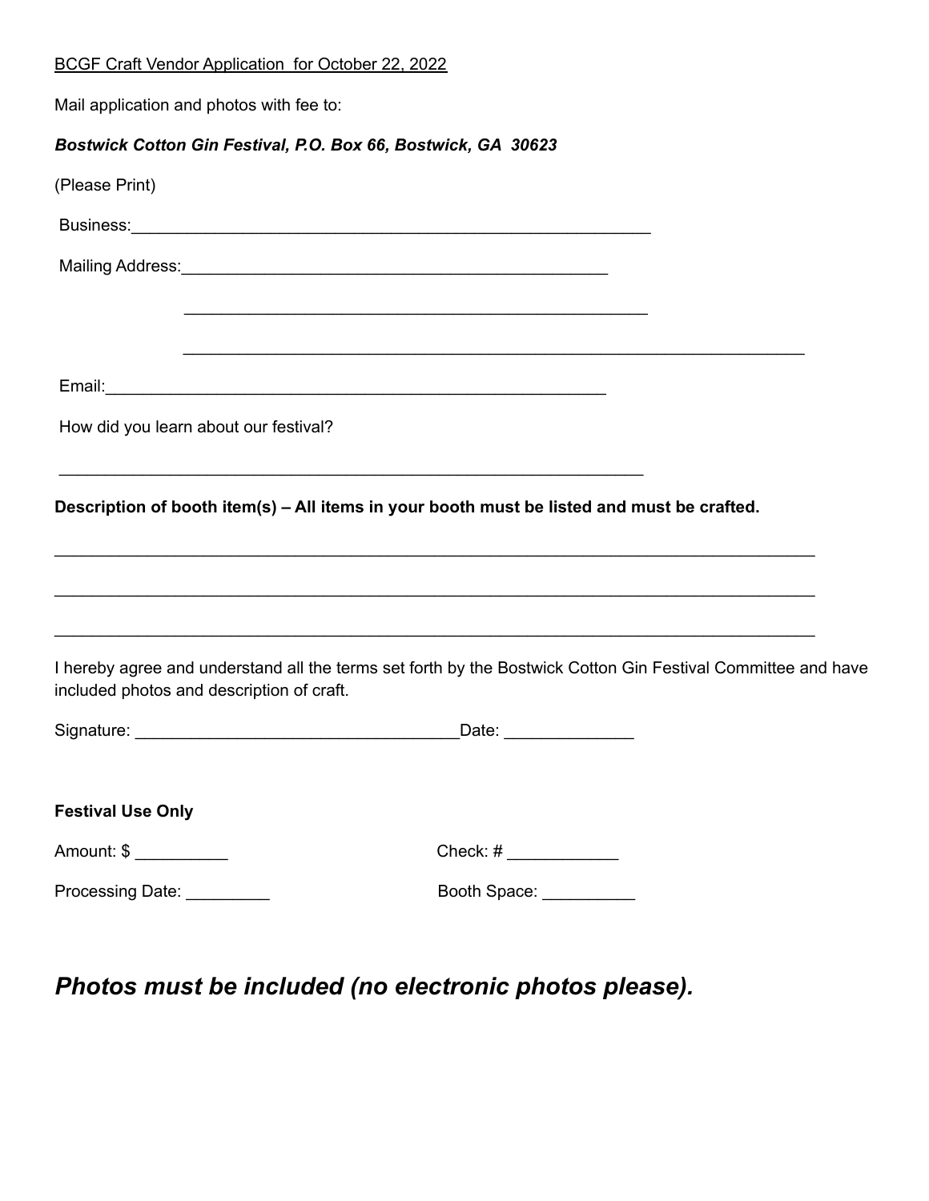BCGF Craft Vendor Application for October 22, 2022

Mail application and photos with fee to:

***Bostwick Cotton Gin Festival, P.O. Box 66, Bostwick, GA 30623***

(Please Print)

Business:____________________________________________________________

Mailing Address:_________________________________________________

_____________________________________________________

_________________________________________________________________________

Email:__________________________________________________________

How did you learn about our festival?

____________________________________________________________________

**Description of booth item(s) – All items in your booth must be listed and must be crafted.**

________________________________________________________________________________________

________________________________________________________________________________________

________________________________________________________________________________________

I hereby agree and understand all the terms set forth by the Bostwick Cotton Gin Festival Committee and have included photos and description of craft.

Signature: ______________________________________Date: ______________

**Festival Use Only**

Amount: $ __________ Check: # ____________

Processing Date: _________ Booth Space: __________

## ***Photos must be included (no electronic photos please).***